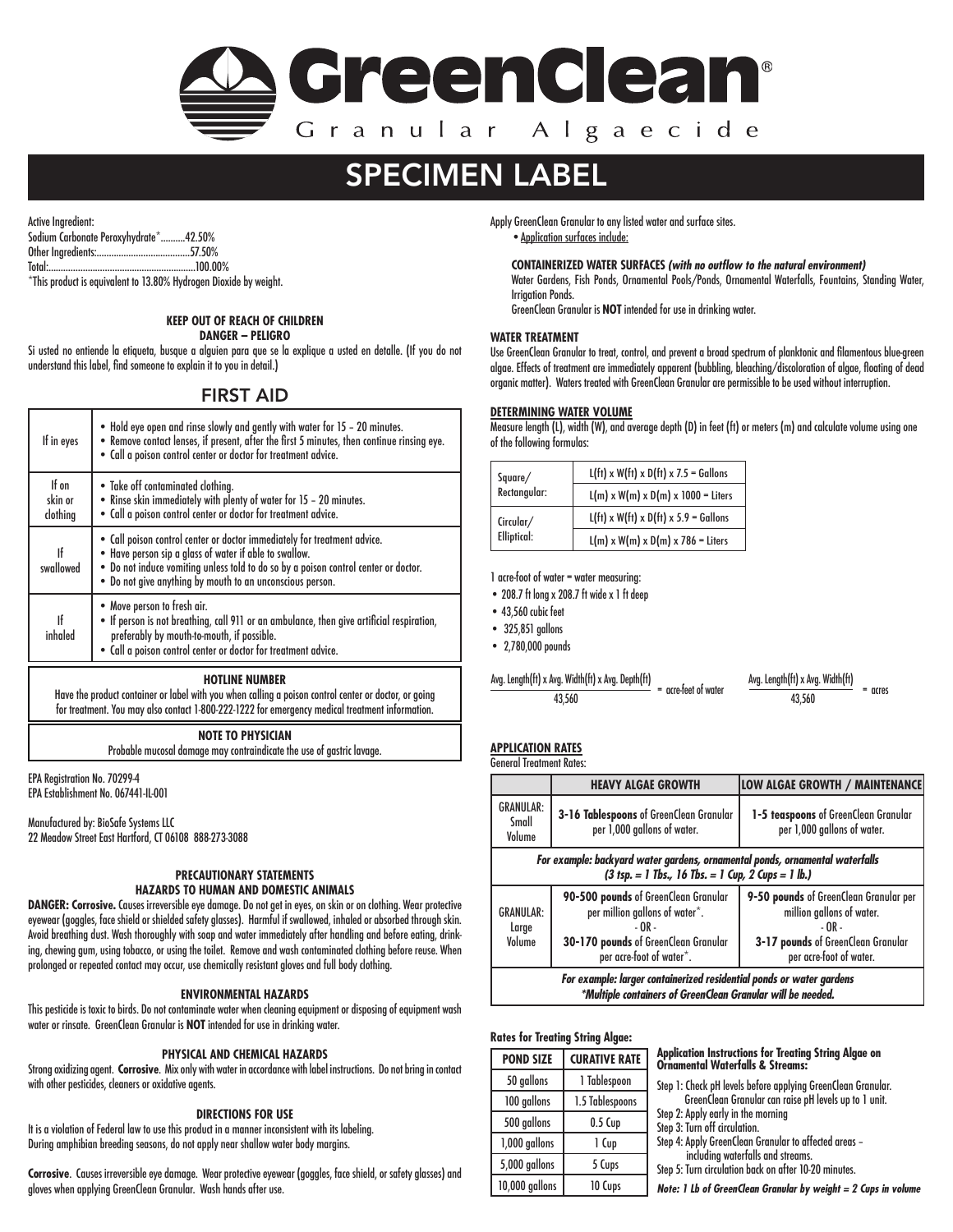# GreenClean®

Granular Algaecide

## SPECIMEN LABEL

Active Ingredient:
Sodium Carbonate Peroxyhydrate*..........42.50%
Other Ingredients:.......................................57.50%
Total:...........................................................100.00%
*This product is equivalent to 13.80% Hydrogen Dioxide by weight.

**KEEP OUT OF REACH OF CHILDREN**
**DANGER – PELIGRO**

Si usted no entiende la etiqueta, busque a alguien para que se la explique a usted en detalle. (If you do not understand this label, find someone to explain it to you in detail.)

## FIRST AID

| | |
|---|---|
| If in eyes | • Hold eye open and rinse slowly and gently with water for 15 – 20 minutes.<br>• Remove contact lenses, if present, after the first 5 minutes, then continue rinsing eye.<br>• Call a poison control center or doctor for treatment advice. |
| If on skin or clothing | • Take off contaminated clothing.<br>• Rinse skin immediately with plenty of water for 15 – 20 minutes.<br>• Call a poison control center or doctor for treatment advice. |
| If swallowed | • Call poison control center or doctor immediately for treatment advice.<br>• Have person sip a glass of water if able to swallow.<br>• Do not induce vomiting unless told to do so by a poison control center or doctor.<br>• Do not give anything by mouth to an unconscious person. |
| If inhaled | • Move person to fresh air.<br>• If person is not breathing, call 911 or an ambulance, then give artificial respiration, preferably by mouth-to-mouth, if possible.<br>• Call a poison control center or doctor for treatment advice. |

**HOTLINE NUMBER**

Have the product container or label with you when calling a poison control center or doctor, or going for treatment. You may also contact 1-800-222-1222 for emergency medical treatment information.

**NOTE TO PHYSICIAN**

Probable mucosal damage may contraindicate the use of gastric lavage.

EPA Registration No. 70299-4
EPA Establishment No. 067441-IL-001

Manufactured by: BioSafe Systems LLC
22 Meadow Street East Hartford, CT 06108 888-273-3088

### PRECAUTIONARY STATEMENTS
### HAZARDS TO HUMAN AND DOMESTIC ANIMALS

**DANGER: Corrosive.** Causes irreversible eye damage. Do not get in eyes, on skin or on clothing. Wear protective eyewear (goggles, face shield or shielded safety glasses). Harmful if swallowed, inhaled or absorbed through skin. Avoid breathing dust. Wash thoroughly with soap and water immediately after handling and before eating, drinking, chewing gum, using tobacco, or using the toilet. Remove and wash contaminated clothing before reuse. When prolonged or repeated contact may occur, use chemically resistant gloves and full body clothing.

### ENVIRONMENTAL HAZARDS

This pesticide is toxic to birds. Do not contaminate water when cleaning equipment or disposing of equipment wash water or rinsate. GreenClean Granular is **NOT** intended for use in drinking water.

### PHYSICAL AND CHEMICAL HAZARDS

Strong oxidizing agent. **Corrosive**. Mix only with water in accordance with label instructions. Do not bring in contact with other pesticides, cleaners or oxidative agents.

### DIRECTIONS FOR USE

It is a violation of Federal law to use this product in a manner inconsistent with its labeling.
During amphibian breeding seasons, do not apply near shallow water body margins.

**Corrosive**. Causes irreversible eye damage. Wear protective eyewear (goggles, face shield, or safety glasses) and gloves when applying GreenClean Granular. Wash hands after use.

Apply GreenClean Granular to any listed water and surface sites.

- Application surfaces include:

**CONTAINERIZED WATER SURFACES *(with no outflow to the natural environment)***
Water Gardens, Fish Ponds, Ornamental Pools/Ponds, Ornamental Waterfalls, Fountains, Standing Water, Irrigation Ponds.
GreenClean Granular is **NOT** intended for use in drinking water.

**WATER TREATMENT**

Use GreenClean Granular to treat, control, and prevent a broad spectrum of planktonic and filamentous blue-green algae. Effects of treatment are immediately apparent (bubbling, bleaching/discoloration of algae, floating of dead organic matter). Waters treated with GreenClean Granular are permissible to be used without interruption.

**DETERMINING WATER VOLUME**

Measure length (L), width (W), and average depth (D) in feet (ft) or meters (m) and calculate volume using one of the following formulas:

| | |
|---|---|
| Square/ Rectangular: | L(ft) x W(ft) x D(ft) x 7.5 = Gallons |
| | L(m) x W(m) x D(m) x 1000 = Liters |
| Circular/ Elliptical: | L(ft) x W(ft) x D(ft) x 5.9 = Gallons |
| | L(m) x W(m) x D(m) x 786 = Liters |

1 acre-foot of water = water measuring:

- 208.7 ft long x 208.7 ft wide x 1 ft deep
- 43,560 cubic feet
- 325,851 gallons
- 2,780,000 pounds

$$\frac{\text{Avg. Length(ft) x Avg. Width(ft) x Avg. Depth(ft)}}{43{,}560} = \text{acre-feet of water} \qquad \frac{\text{Avg. Length(ft) x Avg. Width(ft)}}{43{,}560} = \text{acres}$$

**APPLICATION RATES**

General Treatment Rates:

| | HEAVY ALGAE GROWTH | LOW ALGAE GROWTH / MAINTENANCE |
|---|---|---|
| GRANULAR: Small Volume | **3-16 Tablespoons** of GreenClean Granular per 1,000 gallons of water. | **1-5 teaspoons** of GreenClean Granular per 1,000 gallons of water. |
| ***For example: backyard water gardens, ornamental ponds, ornamental waterfalls (3 tsp. = 1 Tbs., 16 Tbs. = 1 Cup, 2 Cups = 1 lb.)*** | | |
| GRANULAR: Large Volume | **90-500 pounds** of GreenClean Granular per million gallons of water*.<br>- OR -<br>**30-170 pounds** of GreenClean Granular per acre-foot of water*. | **9-50 pounds** of GreenClean Granular per million gallons of water.<br>- OR -<br>**3-17 pounds** of GreenClean Granular per acre-foot of water. |
| ***For example: larger containerized residential ponds or water gardens \*Multiple containers of GreenClean Granular will be needed.*** | | |

**Rates for Treating String Algae:**

| POND SIZE | CURATIVE RATE |
|---|---|
| 50 gallons | 1 Tablespoon |
| 100 gallons | 1.5 Tablespoons |
| 500 gallons | 0.5 Cup |
| 1,000 gallons | 1 Cup |
| 5,000 gallons | 5 Cups |
| 10,000 gallons | 10 Cups |

**Application Instructions for Treating String Algae on Ornamental Waterfalls & Streams:**

Step 1: Check pH levels before applying GreenClean Granular. GreenClean Granular can raise pH levels up to 1 unit.
Step 2: Apply early in the morning
Step 3: Turn off circulation.
Step 4: Apply GreenClean Granular to affected areas – including waterfalls and streams.
Step 5: Turn circulation back on after 10-20 minutes.

***Note: 1 Lb of GreenClean Granular by weight = 2 Cups in volume***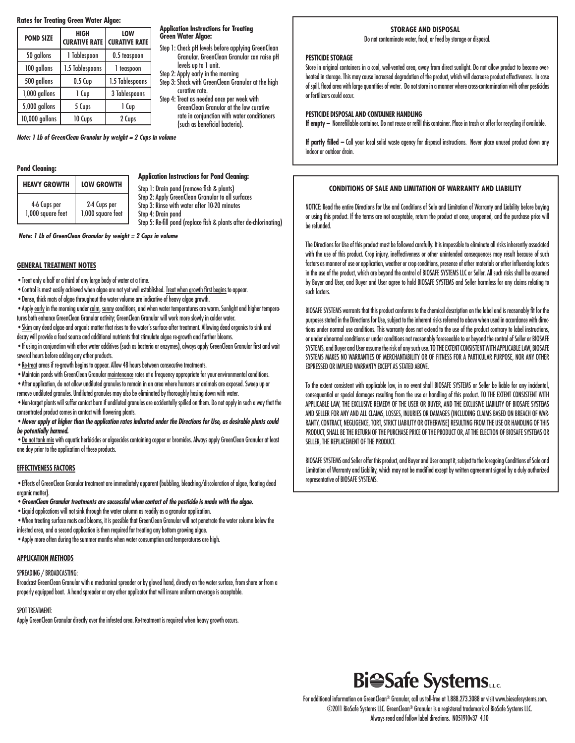**Rates for Treating Green Water Algae:**

| POND SIZE | HIGH CURATIVE RATE | LOW CURATIVE RATE |
|---|---|---|
| 50 gallons | 1 Tablespoon | 0.5 teaspoon |
| 100 gallons | 1.5 Tablespoons | 1 teaspoon |
| 500 gallons | 0.5 Cup | 1.5 Tablespoons |
| 1,000 gallons | 1 Cup | 3 Tablespoons |
| 5,000 gallons | 5 Cups | 1 Cup |
| 10,000 gallons | 10 Cups | 2 Cups |

***Note: 1 Lb of GreenClean Granular by weight = 2 Cups in volume***

**Application Instructions for Treating Green Water Algae:**

Step 1: Check pH levels before applying GreenClean Granular. GreenClean Granular can raise pH levels up to 1 unit.
Step 2: Apply early in the morning
Step 3: Shock with GreenClean Granular at the high curative rate.
Step 4: Treat as needed once per week with GreenClean Granular at the low curative rate in conjunction with water conditioners (such as beneficial bacteria).

**Pond Cleaning:**

| HEAVY GROWTH | LOW GROWTH |
|---|---|
| 4-6 Cups per 1,000 square feet | 2-4 Cups per 1,000 square feet |

***Note: 1 Lb of GreenClean Granular by weight = 2 Cups in volume***

**Application Instructions for Pond Cleaning:**

Step 1: Drain pond (remove fish & plants)
Step 2: Apply GreenClean Granular to all surfaces
Step 3: Rinse with water after 10-20 minutes
Step 4: Drain pond
Step 5: Re-fill pond (replace fish & plants after de-chlorinating)

## GENERAL TREATMENT NOTES

- Treat only a half or a third of any large body of water at a time.
- Control is most easily achieved when algae are not yet well established. Treat when growth first begins to appear.
- Dense, thick mats of algae throughout the water volume are indicative of heavy algae growth.
- Apply early in the morning under calm, sunny conditions, and when water temperatures are warm. Sunlight and higher temperatures both enhance GreenClean Granular activity; GreenClean Granular will work more slowly in colder water.
- Skim any dead algae and organic matter that rises to the water's surface after treatment. Allowing dead organics to sink and decay will provide a food source and additional nutrients that stimulate algae re-growth and further blooms.
- If using in conjunction with other water additives (such as bacteria or enzymes), always apply GreenClean Granular first and wait several hours before adding any other products.
- Re-treat areas if re-growth begins to appear. Allow 48 hours between consecutive treatments.
- Maintain ponds with GreenClean Granular maintenance rates at a frequency appropriate for your environmental conditions.
- After application, do not allow undiluted granules to remain in an area where humans or animals are exposed. Sweep up or remove undiluted granules. Undiluted granules may also be eliminated by thoroughly hosing down with water.
- Non-target plants will suffer contact burn if undiluted granules are accidentally spilled on them. Do not apply in such a way that the concentrated product comes in contact with flowering plants.
- ***Never apply at higher than the application rates indicated under the Directions for Use, as desirable plants could be potentially harmed.***
- Do not tank mix with aquatic herbicides or algaecides containing copper or bromides. Always apply GreenClean Granular at least one day prior to the application of these products.

## EFFECTIVENESS FACTORS

- Effects of GreenClean Granular treatment are immediately apparent (bubbling, bleaching/discoloration of algae, floating dead organic matter).
- ***GreenClean Granular treatments are successful when contact of the pesticide is made with the algae.***
- Liquid applications will not sink through the water column as readily as a granular application.
- When treating surface mats and blooms, it is possible that GreenClean Granular will not penetrate the water column below the infested area, and a second application is then required for treating any bottom growing algae.
- Apply more often during the summer months when water consumption and temperatures are high.

## APPLICATION METHODS

SPREADING / BROADCASTING:

Broadcast GreenClean Granular with a mechanical spreader or by gloved hand, directly on the water surface, from shore or from a properly equipped boat. A hand spreader or any other applicator that will insure uniform coverage is acceptable.

SPOT TREATMENT:

Apply GreenClean Granular directly over the infested area. Re-treatment is required when heavy growth occurs.

## STORAGE AND DISPOSAL

Do not contaminate water, food, or feed by storage or disposal.

**PESTICIDE STORAGE**

Store in original containers in a cool, well-vented area, away from direct sunlight. Do not allow product to become overheated in storage. This may cause increased degradation of the product, which will decrease product effectiveness. In case of spill, flood area with large quantities of water. Do not store in a manner where cross-contamination with other pesticides or fertilizers could occur.

**PESTICIDE DISPOSAL AND CONTAINER HANDLING**

**If empty –** Nonrefillable container. Do not reuse or refill this container. Place in trash or offer for recycling if available.

**If partly filled –** Call your local solid waste agency for disposal instructions. Never place unused product down any indoor or outdoor drain.

## CONDITIONS OF SALE AND LIMITATION OF WARRANTY AND LIABILITY

NOTICE: Read the entire Directions for Use and Conditions of Sale and Limitation of Warranty and Liability before buying or using this product. If the terms are not acceptable, return the product at once, unopened, and the purchase price will be refunded.

The Directions for Use of this product must be followed carefully. It is impossible to eliminate all risks inherently associated with the use of this product. Crop injury, ineffectiveness or other unintended consequences may result because of such factors as manner of use or application, weather or crop conditions, presence of other materials or other influencing factors in the use of the product, which are beyond the control of BIOSAFE SYSTEMS LLC or Seller. All such risks shall be assumed by Buyer and User, and Buyer and User agree to hold BIOSAFE SYSTEMS and Seller harmless for any claims relating to such factors.

BIOSAFE SYSTEMS warrants that this product conforms to the chemical description on the label and is reasonably fit for the purposes stated in the Directions for Use, subject to the inherent risks referred to above when used in accordance with directions under normal use conditions. This warranty does not extend to the use of the product contrary to label instructions, or under abnormal conditions or under conditions not reasonably foreseeable to or beyond the control of Seller or BIOSAFE SYSTEMS, and Buyer and User assume the risk of any such use. TO THE EXTENT CONSISTENT WITH APPLICABLE LAW, BIOSAFE SYSTEMS MAKES NO WARRANTIES OF MERCHANTABILITY OR OF FITNESS FOR A PARTICULAR PURPOSE, NOR ANY OTHER EXPRESSED OR IMPLIED WARRANTY EXCEPT AS STATED ABOVE.

To the extent consistent with applicable law, in no event shall BIOSAFE SYSTEMS or Seller be liable for any incidental, consequential or special damages resulting from the use or handling of this product. TO THE EXTENT CONSISTENT WITH APPLICABLE LAW, THE EXCLUSIVE REMEDY OF THE USER OR BUYER, AND THE EXCLUSIVE LIABILITY OF BIOSAFE SYSTEMS AND SELLER FOR ANY AND ALL CLAIMS, LOSSES, INJURIES OR DAMAGES (INCLUDING CLAIMS BASED ON BREACH OF WARRANTY, CONTRACT, NEGLIGENCE, TORT, STRICT LIABILITY OR OTHERWISE) RESULTING FROM THE USE OR HANDLING OF THIS PRODUCT, SHALL BE THE RETURN OF THE PURCHASE PRICE OF THE PRODUCT OR, AT THE ELECTION OF BIOSAFE SYSTEMS OR SELLER, THE REPLACEMENT OF THE PRODUCT.

BIOSAFE SYSTEMS and Seller offer this product, and Buyer and User accept it, subject to the foregoing Conditions of Sale and Limitation of Warranty and Liability, which may not be modified except by written agreement signed by a duly authorized representative of BIOSAFE SYSTEMS.

**BioSafe Systems L.L.C.**

For additional information on GreenClean® Granular, call us toll-free at 1.888.273.3088 or visit www.biosafesystems.com.
©2011 BioSafe Systems LLC. GreenClean® Granular is a registered trademark of BioSafe Systems LLC.
Always read and follow label directions. N051910v37 4.10